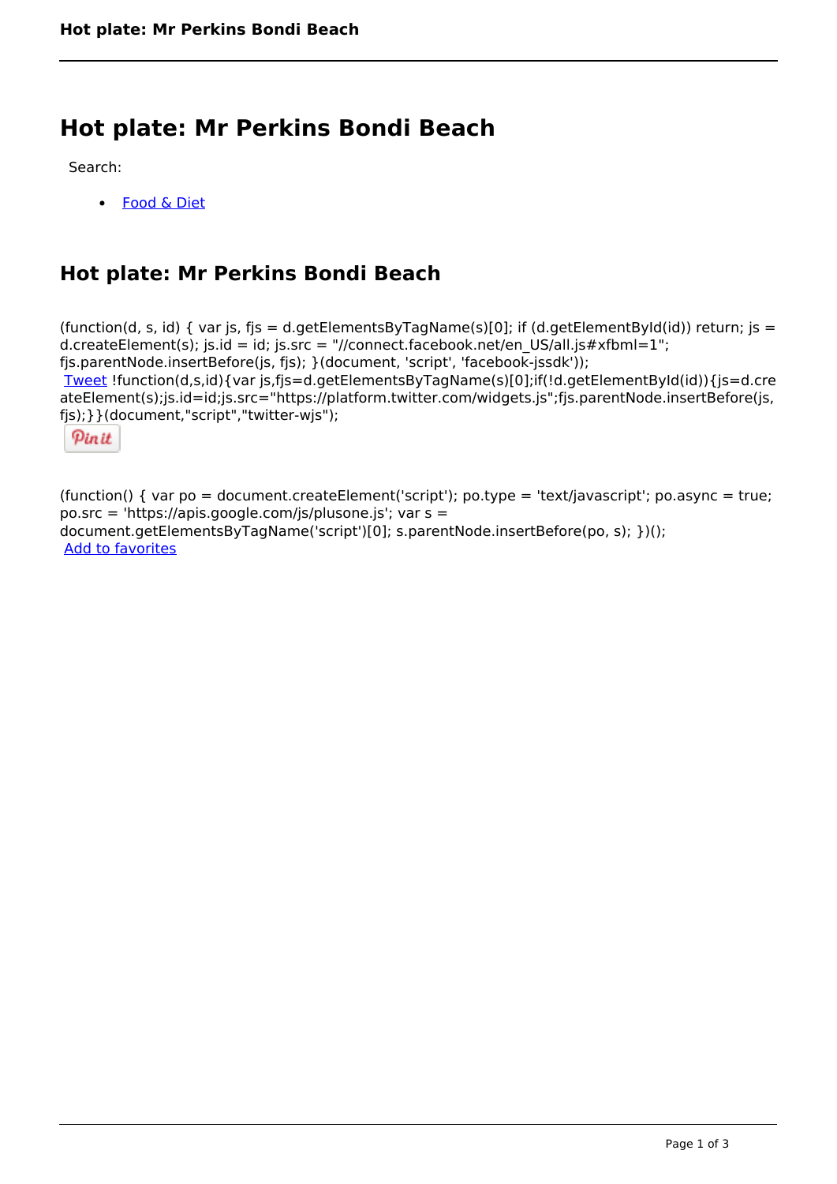# Hot plate: Mr Perkins Bondi Beach

Search:

- Food & Diet

## Hot plate: Mr Perkins Bondi Beach

(function(d, s, id) { var js, fjs = d.getElementsByTagName(s)[0]; if (d.getElementById(id)) return; js = d.createElement(s); js.id = id; js.src = "//connect.facebook.net/en_US/all.js#xfbml=1"; fjs.parentNode.insertBefore(js, fjs); }(document, 'script', 'facebook-jssdk'));
Tweet !function(d,s,id){var js,fjs=d.getElementsByTagName(s)[0];if(!d.getElementById(id)){js=d.createElement(s);js.id=id;js.src="https://platform.twitter.com/widgets.js";fjs.parentNode.insertBefore(js, fjs);}}(document,"script","twitter-wjs");
Pin it

(function() { var po = document.createElement('script'); po.type = 'text/javascript'; po.async = true; po.src = 'https://apis.google.com/js/plusone.js'; var s = document.getElementsByTagName('script')[0]; s.parentNode.insertBefore(po, s); })();
Add to favorites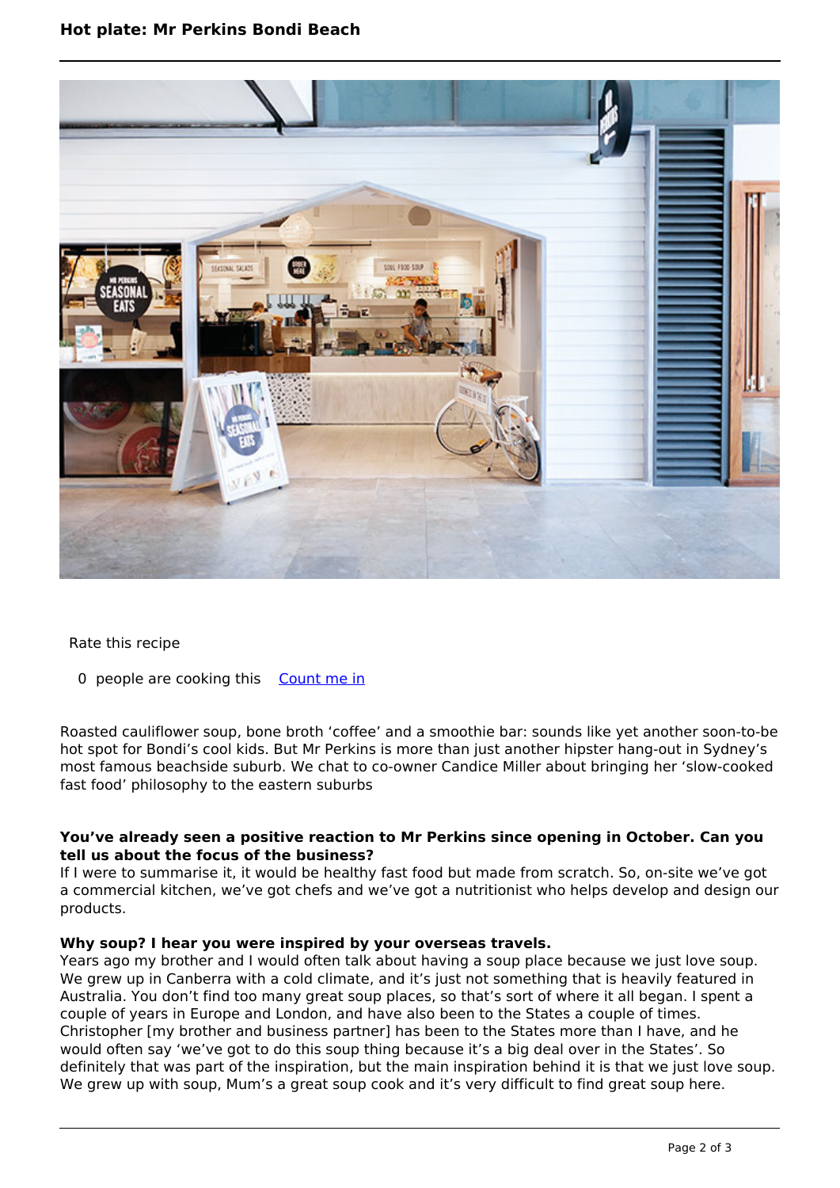Rate this recipe

0 people are cooking this [Count me in]

Roasted cauliflower soup, bone broth 'coffee' and a smoothie bar: sounds like yet another soon-to-be hot spot for Bondi's cool kids. But Mr Perkins is more than just another hipster hang-out in Sydney's most famous beachside suburb. We chat to co-owner Candice Miller about bringing her 'slow-cooked fast food' philosophy to the eastern suburbs

**You've already seen a positive reaction to Mr Perkins since opening in October. Can you tell us about the focus of the business?**

If I were to summarise it, it would be healthy fast food but made from scratch. So, on-site we've got a commercial kitchen, we've got chefs and we've got a nutritionist who helps develop and design our products.

**Why soup? I hear you were inspired by your overseas travels.**

Years ago my brother and I would often talk about having a soup place because we just love soup. We grew up in Canberra with a cold climate, and it's just not something that is heavily featured in Australia. You don't find too many great soup places, so that's sort of where it all began. I spent a couple of years in Europe and London, and have also been to the States a couple of times. Christopher [my brother and business partner] has been to the States more than I have, and he would often say 'we've got to do this soup thing because it's a big deal over in the States'. So definitely that was part of the inspiration, but the main inspiration behind it is that we just love soup. We grew up with soup, Mum's a great soup cook and it's very difficult to find great soup here.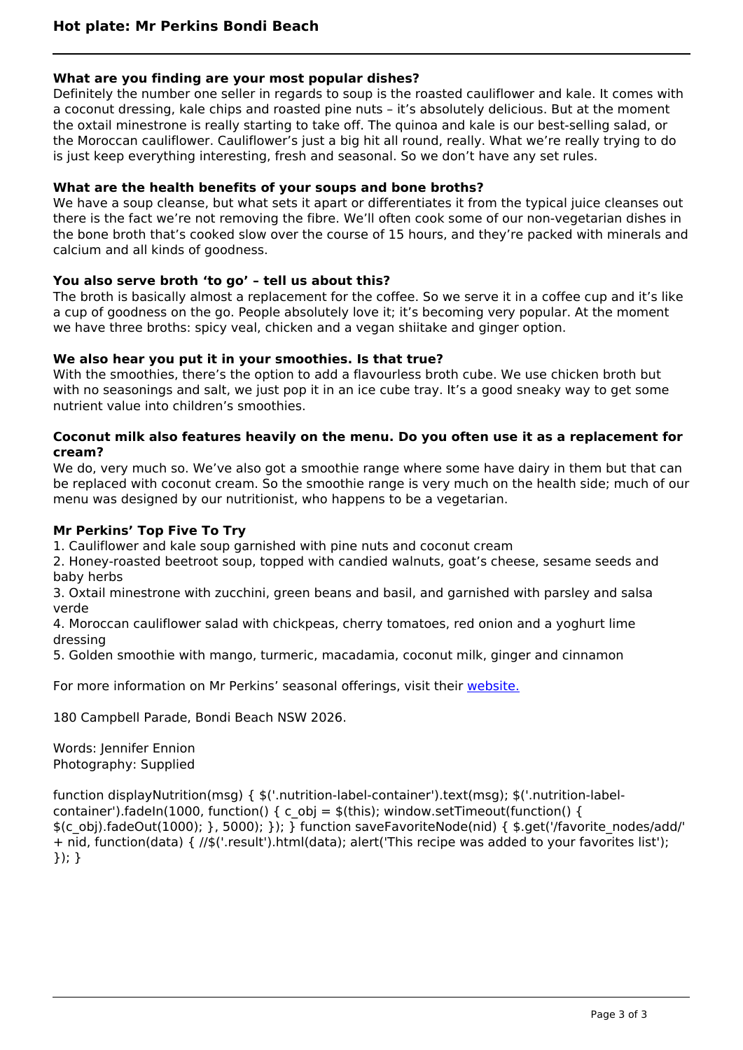**What are you finding are your most popular dishes?**
Definitely the number one seller in regards to soup is the roasted cauliflower and kale. It comes with a coconut dressing, kale chips and roasted pine nuts – it's absolutely delicious. But at the moment the oxtail minestrone is really starting to take off. The quinoa and kale is our best-selling salad, or the Moroccan cauliflower. Cauliflower's just a big hit all round, really. What we're really trying to do is just keep everything interesting, fresh and seasonal. So we don't have any set rules.

**What are the health benefits of your soups and bone broths?**
We have a soup cleanse, but what sets it apart or differentiates it from the typical juice cleanses out there is the fact we're not removing the fibre. We'll often cook some of our non-vegetarian dishes in the bone broth that's cooked slow over the course of 15 hours, and they're packed with minerals and calcium and all kinds of goodness.

**You also serve broth 'to go' – tell us about this?**
The broth is basically almost a replacement for the coffee. So we serve it in a coffee cup and it's like a cup of goodness on the go. People absolutely love it; it's becoming very popular. At the moment we have three broths: spicy veal, chicken and a vegan shiitake and ginger option.

**We also hear you put it in your smoothies. Is that true?**
With the smoothies, there's the option to add a flavourless broth cube. We use chicken broth but with no seasonings and salt, we just pop it in an ice cube tray. It's a good sneaky way to get some nutrient value into children's smoothies.

**Coconut milk also features heavily on the menu. Do you often use it as a replacement for cream?**
We do, very much so. We've also got a smoothie range where some have dairy in them but that can be replaced with coconut cream. So the smoothie range is very much on the health side; much of our menu was designed by our nutritionist, who happens to be a vegetarian.

**Mr Perkins' Top Five To Try**
1. Cauliflower and kale soup garnished with pine nuts and coconut cream
2. Honey-roasted beetroot soup, topped with candied walnuts, goat's cheese, sesame seeds and baby herbs
3. Oxtail minestrone with zucchini, green beans and basil, and garnished with parsley and salsa verde
4. Moroccan cauliflower salad with chickpeas, cherry tomatoes, red onion and a yoghurt lime dressing
5. Golden smoothie with mango, turmeric, macadamia, coconut milk, ginger and cinnamon

For more information on Mr Perkins' seasonal offerings, visit their website.

180 Campbell Parade, Bondi Beach NSW 2026.

Words: Jennifer Ennion
Photography: Supplied

```
function displayNutrition(msg) { $('.nutrition-label-container').text(msg); $('.nutrition-label-container').fadeIn(1000, function() { c_obj = $(this); window.setTimeout(function() { $(c_obj).fadeOut(1000); }, 5000); }); } function saveFavoriteNode(nid) { $.get('/favorite_nodes/add/' + nid, function(data) { //$('.result').html(data); alert('This recipe was added to your favorites list'); }); }
```